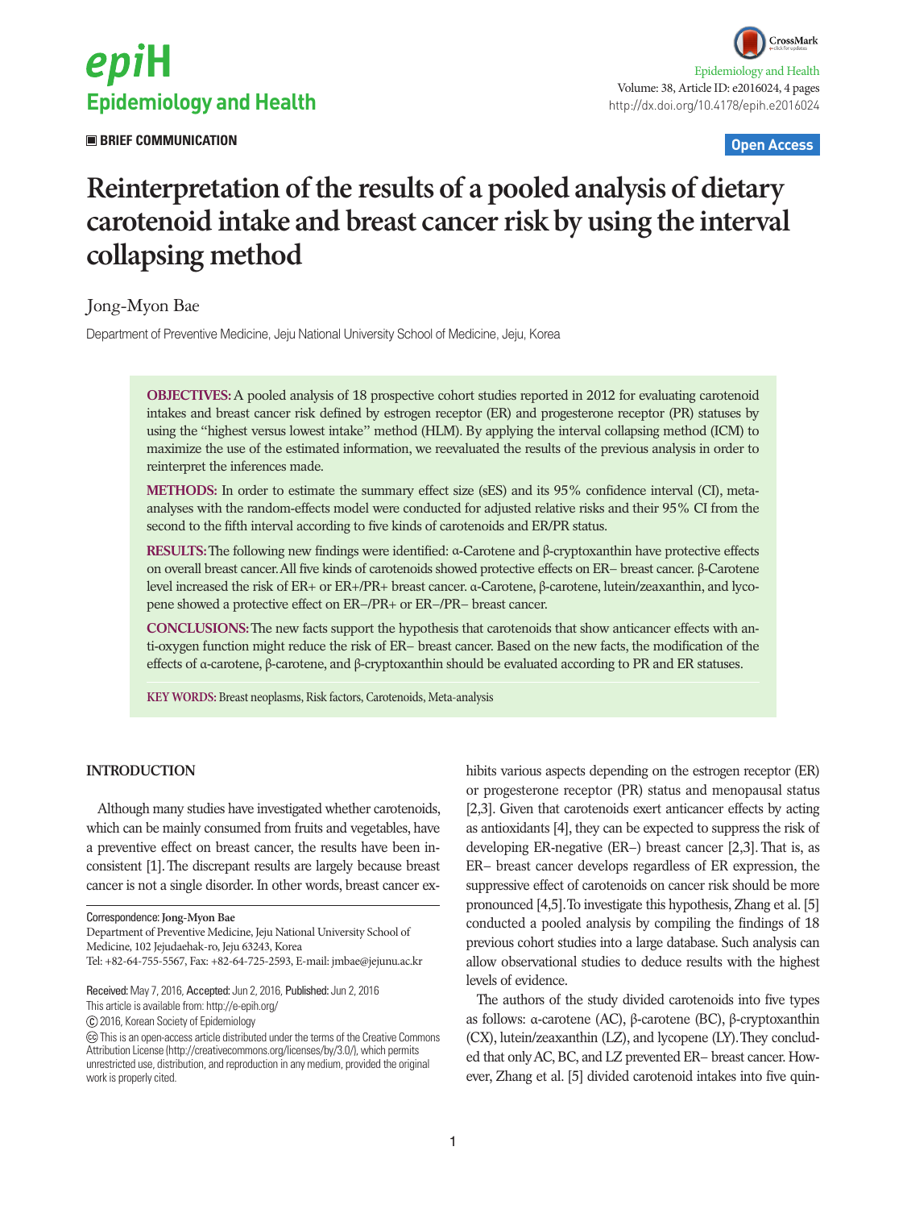**BRIEF COMMUNICATION**

Open Access

# Reinterpretation of the results of a pooled analysis of dietary carotenoid intake and breast cancer risk by using the interval collapsing method

Jong-Myon Bae

Department of Preventive Medicine, Jeju National University School of Medicine, Jeju, Korea

**OBJECTIVES:** A pooled analysis of 18 prospective cohort studies reported in 2012 for evaluating carotenoid intakes and breast cancer risk defined by estrogen receptor (ER) and progesterone receptor (PR) statuses by using the "highest versus lowest intake" method (HLM). By applying the interval collapsing method (ICM) to maximize the use of the estimated information, we reevaluated the results of the previous analysis in order to reinterpret the inferences made.

**METHODS:** In order to estimate the summary effect size (sES) and its 95% confidence interval (CI), meta-analyses with the random-effects model were conducted for adjusted relative risks and their 95% CI from the second to the fifth interval according to five kinds of carotenoids and ER/PR status.

**RESULTS:** The following new findings were identified: α-Carotene and β-cryptoxanthin have protective effects on overall breast cancer. All five kinds of carotenoids showed protective effects on ER– breast cancer. β-Carotene level increased the risk of ER+ or ER+/PR+ breast cancer. α-Carotene, β-carotene, lutein/zeaxanthin, and lycopene showed a protective effect on ER–/PR+ or ER–/PR– breast cancer.

**CONCLUSIONS:** The new facts support the hypothesis that carotenoids that show anticancer effects with anti-oxygen function might reduce the risk of ER– breast cancer. Based on the new facts, the modification of the effects of α-carotene, β-carotene, and β-cryptoxanthin should be evaluated according to PR and ER statuses.

**KEY WORDS:** Breast neoplasms, Risk factors, Carotenoids, Meta-analysis

## INTRODUCTION

Although many studies have investigated whether carotenoids, which can be mainly consumed from fruits and vegetables, have a preventive effect on breast cancer, the results have been inconsistent [1]. The discrepant results are largely because breast cancer is not a single disorder. In other words, breast cancer exhibits various aspects depending on the estrogen receptor (ER) or progesterone receptor (PR) status and menopausal status [2,3]. Given that carotenoids exert anticancer effects by acting as antioxidants [4], they can be expected to suppress the risk of developing ER-negative (ER–) breast cancer [2,3]. That is, as ER– breast cancer develops regardless of ER expression, the suppressive effect of carotenoids on cancer risk should be more pronounced [4,5]. To investigate this hypothesis, Zhang et al. [5] conducted a pooled analysis by compiling the findings of 18 previous cohort studies into a large database. Such analysis can allow observational studies to deduce results with the highest levels of evidence.

The authors of the study divided carotenoids into five types as follows: α-carotene (AC), β-carotene (BC), β-cryptoxanthin (CX), lutein/zeaxanthin (LZ), and lycopene (LY). They concluded that only AC, BC, and LZ prevented ER– breast cancer. However, Zhang et al. [5] divided carotenoid intakes into five quin-

Correspondence: **Jong-Myon Bae**
Department of Preventive Medicine, Jeju National University School of Medicine, 102 Jejudaehak-ro, Jeju 63243, Korea
Tel: +82-64-755-5567, Fax: +82-64-725-2593, E-mail: jmbae@jejunu.ac.kr

**Received:** May 7, 2016, **Accepted:** Jun 2, 2016, **Published:** Jun 2, 2016
This article is available from: http://e-epih.org/

© 2016, Korean Society of Epidemiology

This is an open-access article distributed under the terms of the Creative Commons Attribution License (http://creativecommons.org/licenses/by/3.0/), which permits unrestricted use, distribution, and reproduction in any medium, provided the original work is properly cited.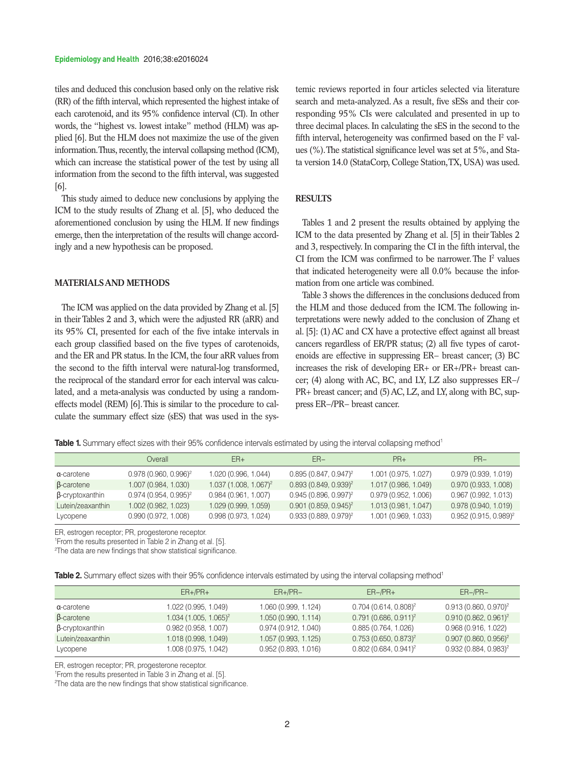tiles and deduced this conclusion based only on the relative risk (RR) of the fifth interval, which represented the highest intake of each carotenoid, and its 95% confidence interval (CI). In other words, the "highest vs. lowest intake" method (HLM) was applied [6]. But the HLM does not maximize the use of the given information. Thus, recently, the interval collapsing method (ICM), which can increase the statistical power of the test by using all information from the second to the fifth interval, was suggested [6].

This study aimed to deduce new conclusions by applying the ICM to the study results of Zhang et al. [5], who deduced the aforementioned conclusion by using the HLM. If new findings emerge, then the interpretation of the results will change accordingly and a new hypothesis can be proposed.

## MATERIALS AND METHODS

The ICM was applied on the data provided by Zhang et al. [5] in their Tables 2 and 3, which were the adjusted RR (aRR) and its 95% CI, presented for each of the five intake intervals in each group classified based on the five types of carotenoids, and the ER and PR status. In the ICM, the four aRR values from the second to the fifth interval were natural-log transformed, the reciprocal of the standard error for each interval was calculated, and a meta-analysis was conducted by using a random-effects model (REM) [6]. This is similar to the procedure to calculate the summary effect size (sES) that was used in the systemic reviews reported in four articles selected via literature search and meta-analyzed. As a result, five sESs and their corresponding 95% CIs were calculated and presented in up to three decimal places. In calculating the sES in the second to the fifth interval, heterogeneity was confirmed based on the $I^2$ values (%). The statistical significance level was set at 5%, and Stata version 14.0 (StataCorp, College Station, TX, USA) was used.

## RESULTS

Tables 1 and 2 present the results obtained by applying the ICM to the data presented by Zhang et al. [5] in their Tables 2 and 3, respectively. In comparing the CI in the fifth interval, the CI from the ICM was confirmed to be narrower. The $I^2$ values that indicated heterogeneity were all 0.0% because the information from one article was combined.

Table 3 shows the differences in the conclusions deduced from the HLM and those deduced from the ICM. The following interpretations were newly added to the conclusion of Zhang et al. [5]: (1) AC and CX have a protective effect against all breast cancers regardless of ER/PR status; (2) all five types of carotenoids are effective in suppressing ER− breast cancer; (3) BC increases the risk of developing ER+ or ER+/PR+ breast cancer; (4) along with AC, BC, and LY, LZ also suppresses ER−/PR+ breast cancer; and (5) AC, LZ, and LY, along with BC, suppress ER−/PR− breast cancer.

**Table 1.** Summary effect sizes with their 95% confidence intervals estimated by using the interval collapsing method[1]

| | Overall | ER+ | ER− | PR+ | PR− |
|---|---|---|---|---|---|
| α-carotene | 0.978 (0.960, 0.996)[2] | 1.020 (0.996, 1.044) | 0.895 (0.847, 0.947)[2] | 1.001 (0.975, 1.027) | 0.979 (0.939, 1.019) |
| β-carotene | 1.007 (0.984, 1.030) | 1.037 (1.008, 1.067)[2] | 0.893 (0.849, 0.939)[2] | 1.017 (0.986, 1.049) | 0.970 (0.933, 1.008) |
| β-cryptoxanthin | 0.974 (0.954, 0.995)[2] | 0.984 (0.961, 1.007) | 0.945 (0.896, 0.997)[2] | 0.979 (0.952, 1.006) | 0.967 (0.992, 1.013) |
| Lutein/zeaxanthin | 1.002 (0.982, 1.023) | 1.029 (0.999, 1.059) | 0.901 (0.859, 0.945)[2] | 1.013 (0.981, 1.047) | 0.978 (0.940, 1.019) |
| Lycopene | 0.990 (0.972, 1.008) | 0.998 (0.973, 1.024) | 0.933 (0.889, 0.979)[2] | 1.001 (0.969, 1.033) | 0.952 (0.915, 0.989)[2] |

ER, estrogen receptor; PR, progesterone receptor.
[1]From the results presented in Table 2 in Zhang et al. [5].
[2]The data are new findings that show statistical significance.

**Table 2.** Summary effect sizes with their 95% confidence intervals estimated by using the interval collapsing method[1]

| | ER+/PR+ | ER+/PR− | ER−/PR+ | ER−/PR− |
|---|---|---|---|---|
| α-carotene | 1.022 (0.995, 1.049) | 1.060 (0.999, 1.124) | 0.704 (0.614, 0.808)[2] | 0.913 (0.860, 0.970)[2] |
| β-carotene | 1.034 (1.005, 1.065)[2] | 1.050 (0.990, 1.114) | 0.791 (0.686, 0.911)[2] | 0.910 (0.862, 0.961)[2] |
| β-cryptoxanthin | 0.982 (0.958, 1.007) | 0.974 (0.912, 1.040) | 0.885 (0.764, 1.026) | 0.968 (0.916, 1.022) |
| Lutein/zeaxanthin | 1.018 (0.998, 1.049) | 1.057 (0.993, 1.125) | 0.753 (0.650, 0.873)[2] | 0.907 (0.860, 0.956)[2] |
| Lycopene | 1.008 (0.975, 1.042) | 0.952 (0.893, 1.016) | 0.802 (0.684, 0.941)[2] | 0.932 (0.884, 0.983)[2] |

ER, estrogen receptor; PR, progesterone receptor.
[1]From the results presented in Table 3 in Zhang et al. [5].
[2]The data are the new findings that show statistical significance.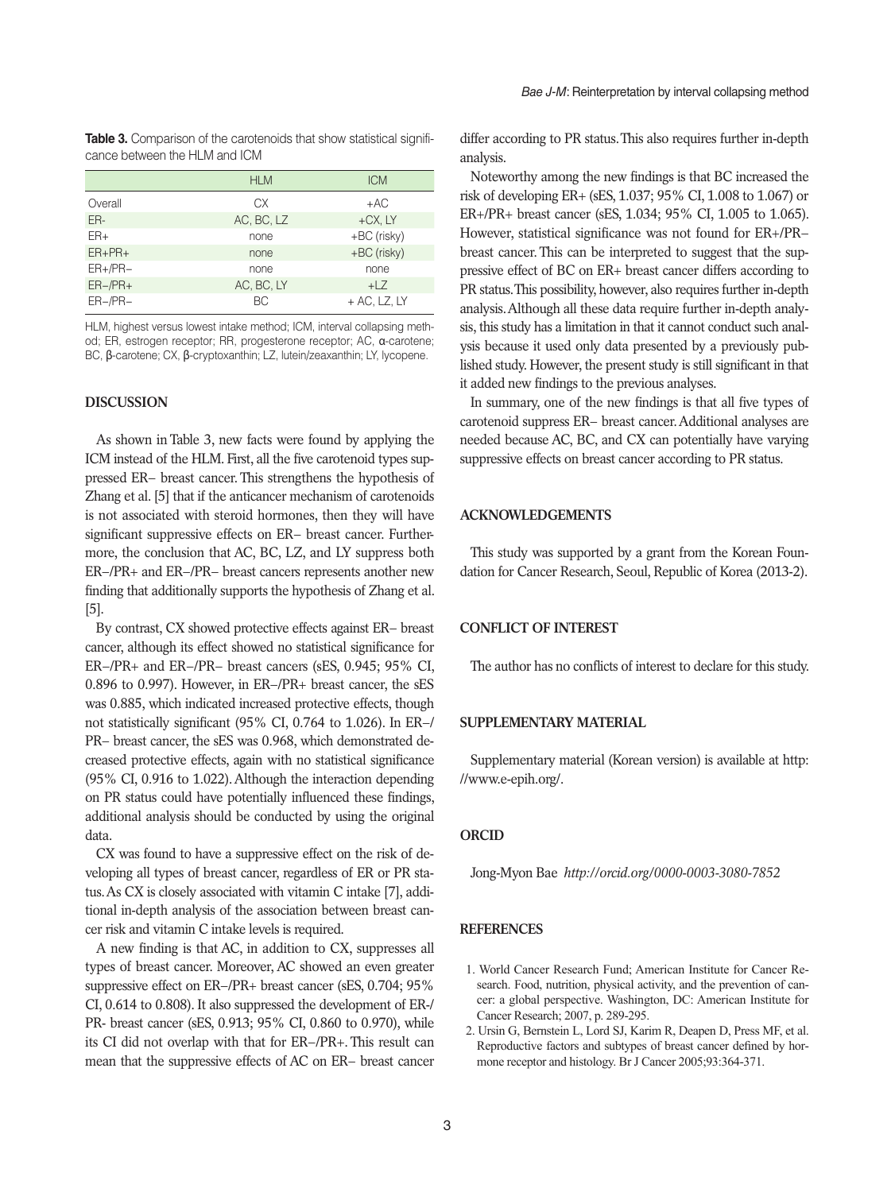**Table 3.** Comparison of the carotenoids that show statistical significance between the HLM and ICM

| | HLM | ICM |
|---|---|---|
| Overall | CX | +AC |
| ER- | AC, BC, LZ | +CX, LY |
| ER+ | none | +BC (risky) |
| ER+PR+ | none | +BC (risky) |
| ER+/PR− | none | none |
| ER−/PR+ | AC, BC, LY | +LZ |
| ER−/PR− | BC | + AC, LZ, LY |

HLM, highest versus lowest intake method; ICM, interval collapsing method; ER, estrogen receptor; RR, progesterone receptor; AC, α-carotene; BC, β-carotene; CX, β-cryptoxanthin; LZ, lutein/zeaxanthin; LY, lycopene.

## DISCUSSION

As shown in Table 3, new facts were found by applying the ICM instead of the HLM. First, all the five carotenoid types suppressed ER− breast cancer. This strengthens the hypothesis of Zhang et al. [5] that if the anticancer mechanism of carotenoids is not associated with steroid hormones, then they will have significant suppressive effects on ER− breast cancer. Furthermore, the conclusion that AC, BC, LZ, and LY suppress both ER−/PR+ and ER−/PR− breast cancers represents another new finding that additionally supports the hypothesis of Zhang et al. [5].

By contrast, CX showed protective effects against ER− breast cancer, although its effect showed no statistical significance for ER−/PR+ and ER−/PR− breast cancers (sES, 0.945; 95% CI, 0.896 to 0.997). However, in ER−/PR+ breast cancer, the sES was 0.885, which indicated increased protective effects, though not statistically significant (95% CI, 0.764 to 1.026). In ER−/PR− breast cancer, the sES was 0.968, which demonstrated decreased protective effects, again with no statistical significance (95% CI, 0.916 to 1.022). Although the interaction depending on PR status could have potentially influenced these findings, additional analysis should be conducted by using the original data.

CX was found to have a suppressive effect on the risk of developing all types of breast cancer, regardless of ER or PR status. As CX is closely associated with vitamin C intake [7], additional in-depth analysis of the association between breast cancer risk and vitamin C intake levels is required.

A new finding is that AC, in addition to CX, suppresses all types of breast cancer. Moreover, AC showed an even greater suppressive effect on ER−/PR+ breast cancer (sES, 0.704; 95% CI, 0.614 to 0.808). It also suppressed the development of ER-/PR- breast cancer (sES, 0.913; 95% CI, 0.860 to 0.970), while its CI did not overlap with that for ER−/PR+. This result can mean that the suppressive effects of AC on ER− breast cancer differ according to PR status. This also requires further in-depth analysis.

Noteworthy among the new findings is that BC increased the risk of developing ER+ (sES, 1.037; 95% CI, 1.008 to 1.067) or ER+/PR+ breast cancer (sES, 1.034; 95% CI, 1.005 to 1.065). However, statistical significance was not found for ER+/PR− breast cancer. This can be interpreted to suggest that the suppressive effect of BC on ER+ breast cancer differs according to PR status. This possibility, however, also requires further in-depth analysis. Although all these data require further in-depth analysis, this study has a limitation in that it cannot conduct such analysis because it used only data presented by a previously published study. However, the present study is still significant in that it added new findings to the previous analyses.

In summary, one of the new findings is that all five types of carotenoid suppress ER− breast cancer. Additional analyses are needed because AC, BC, and CX can potentially have varying suppressive effects on breast cancer according to PR status.

## ACKNOWLEDGEMENTS

This study was supported by a grant from the Korean Foundation for Cancer Research, Seoul, Republic of Korea (2013-2).

## CONFLICT OF INTEREST

The author has no conflicts of interest to declare for this study.

## SUPPLEMENTARY MATERIAL

Supplementary material (Korean version) is available at http://www.e-epih.org/.

## ORCID

Jong-Myon Bae *http://orcid.org/0000-0003-3080-7852*

## REFERENCES

1. World Cancer Research Fund; American Institute for Cancer Research. Food, nutrition, physical activity, and the prevention of cancer: a global perspective. Washington, DC: American Institute for Cancer Research; 2007, p. 289-295.
2. Ursin G, Bernstein L, Lord SJ, Karim R, Deapen D, Press MF, et al. Reproductive factors and subtypes of breast cancer defined by hormone receptor and histology. Br J Cancer 2005;93:364-371.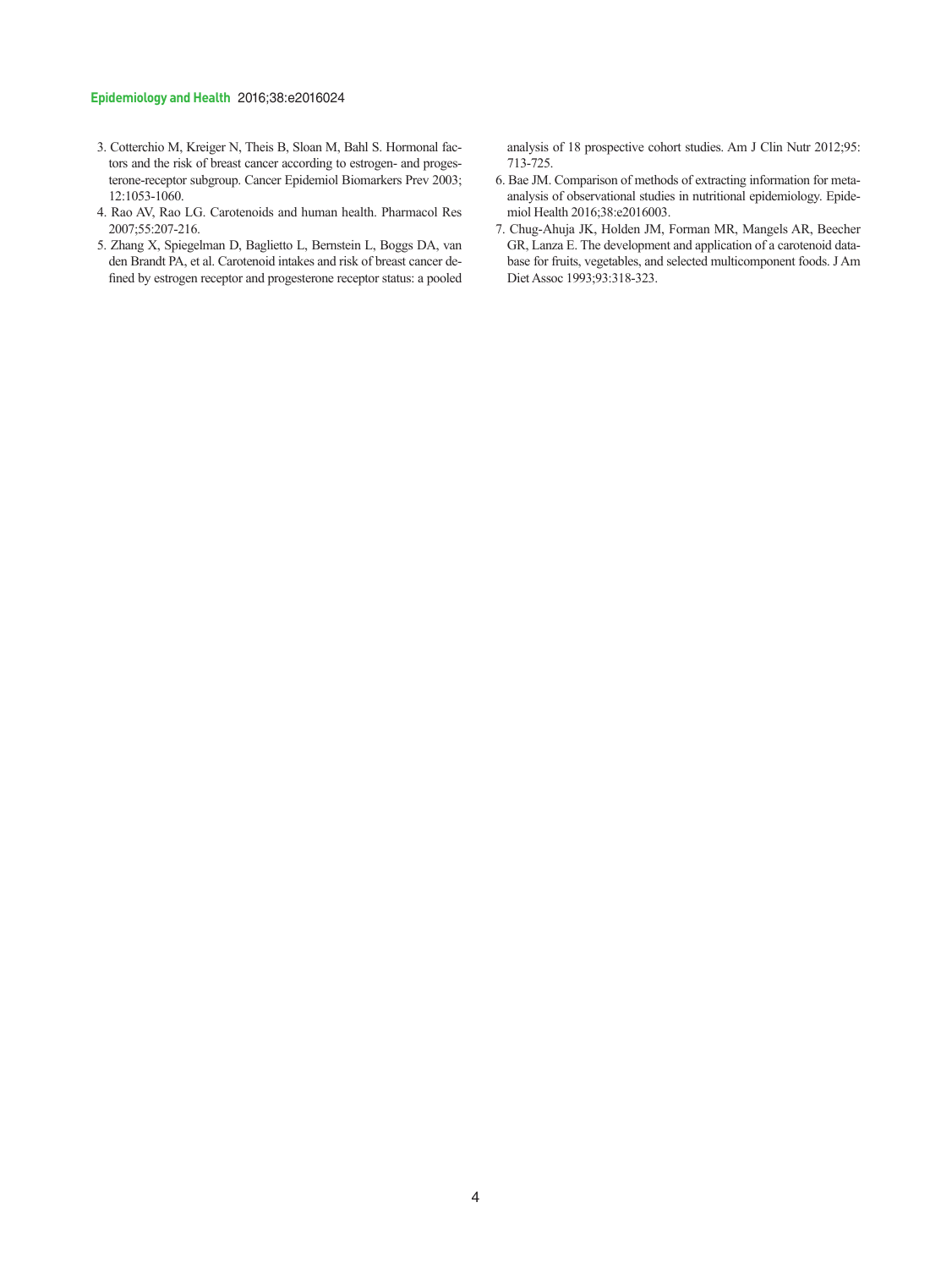3. Cotterchio M, Kreiger N, Theis B, Sloan M, Bahl S. Hormonal factors and the risk of breast cancer according to estrogen- and progesterone-receptor subgroup. Cancer Epidemiol Biomarkers Prev 2003; 12:1053-1060.
4. Rao AV, Rao LG. Carotenoids and human health. Pharmacol Res 2007;55:207-216.
5. Zhang X, Spiegelman D, Baglietto L, Bernstein L, Boggs DA, van den Brandt PA, et al. Carotenoid intakes and risk of breast cancer defined by estrogen receptor and progesterone receptor status: a pooled analysis of 18 prospective cohort studies. Am J Clin Nutr 2012;95: 713-725.
6. Bae JM. Comparison of methods of extracting information for meta-analysis of observational studies in nutritional epidemiology. Epidemiol Health 2016;38:e2016003.
7. Chug-Ahuja JK, Holden JM, Forman MR, Mangels AR, Beecher GR, Lanza E. The development and application of a carotenoid database for fruits, vegetables, and selected multicomponent foods. J Am Diet Assoc 1993;93:318-323.